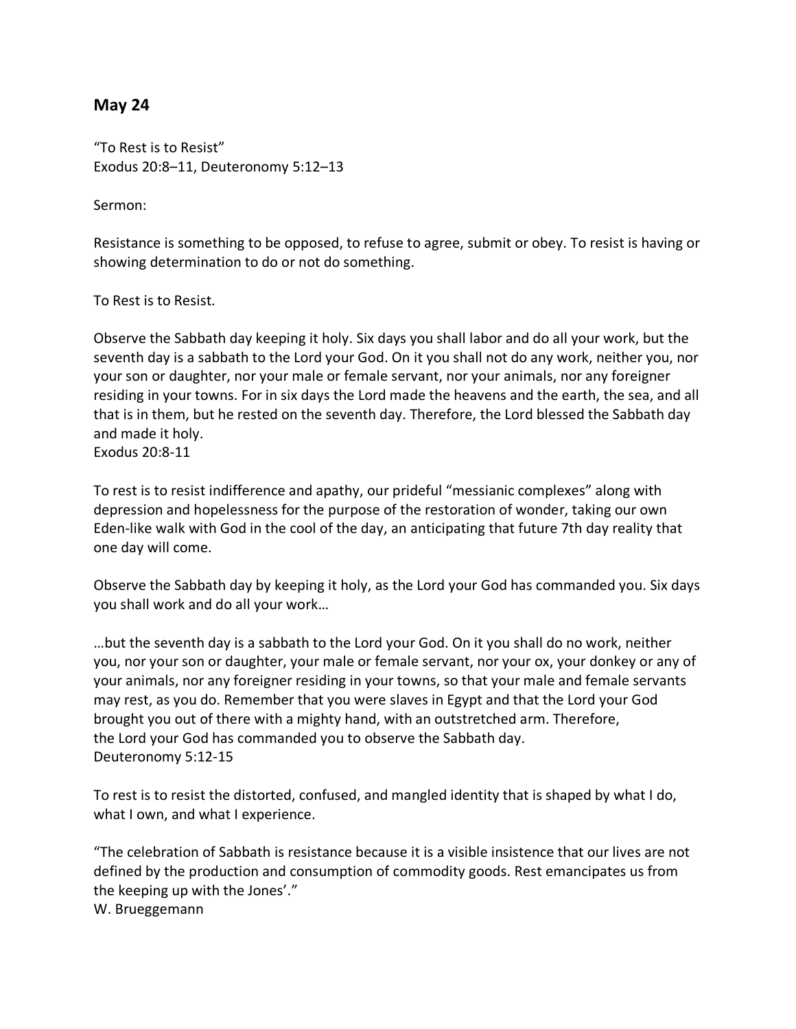## May 24

"To Rest is to Resist"
Exodus 20:8–11, Deuteronomy 5:12–13

Sermon:

Resistance is something to be opposed, to refuse to agree, submit or obey. To resist is having or showing determination to do or not do something.

To Rest is to Resist.

Observe the Sabbath day keeping it holy. Six days you shall labor and do all your work, but the seventh day is a sabbath to the Lord your God. On it you shall not do any work, neither you, nor your son or daughter, nor your male or female servant, nor your animals, nor any foreigner residing in your towns. For in six days the Lord made the heavens and the earth, the sea, and all that is in them, but he rested on the seventh day. Therefore, the Lord blessed the Sabbath day and made it holy.
Exodus 20:8-11

To rest is to resist indifference and apathy, our prideful "messianic complexes" along with depression and hopelessness for the purpose of the restoration of wonder, taking our own Eden-like walk with God in the cool of the day, an anticipating that future 7th day reality that one day will come.

Observe the Sabbath day by keeping it holy, as the Lord your God has commanded you. Six days you shall work and do all your work…

…but the seventh day is a sabbath to the Lord your God. On it you shall do no work, neither you, nor your son or daughter, your male or female servant, nor your ox, your donkey or any of your animals, nor any foreigner residing in your towns, so that your male and female servants may rest, as you do. Remember that you were slaves in Egypt and that the Lord your God brought you out of there with a mighty hand, with an outstretched arm. Therefore, the Lord your God has commanded you to observe the Sabbath day.
Deuteronomy 5:12-15

To rest is to resist the distorted, confused, and mangled identity that is shaped by what I do, what I own, and what I experience.

"The celebration of Sabbath is resistance because it is a visible insistence that our lives are not defined by the production and consumption of commodity goods. Rest emancipates us from the keeping up with the Jones'."
W. Brueggemann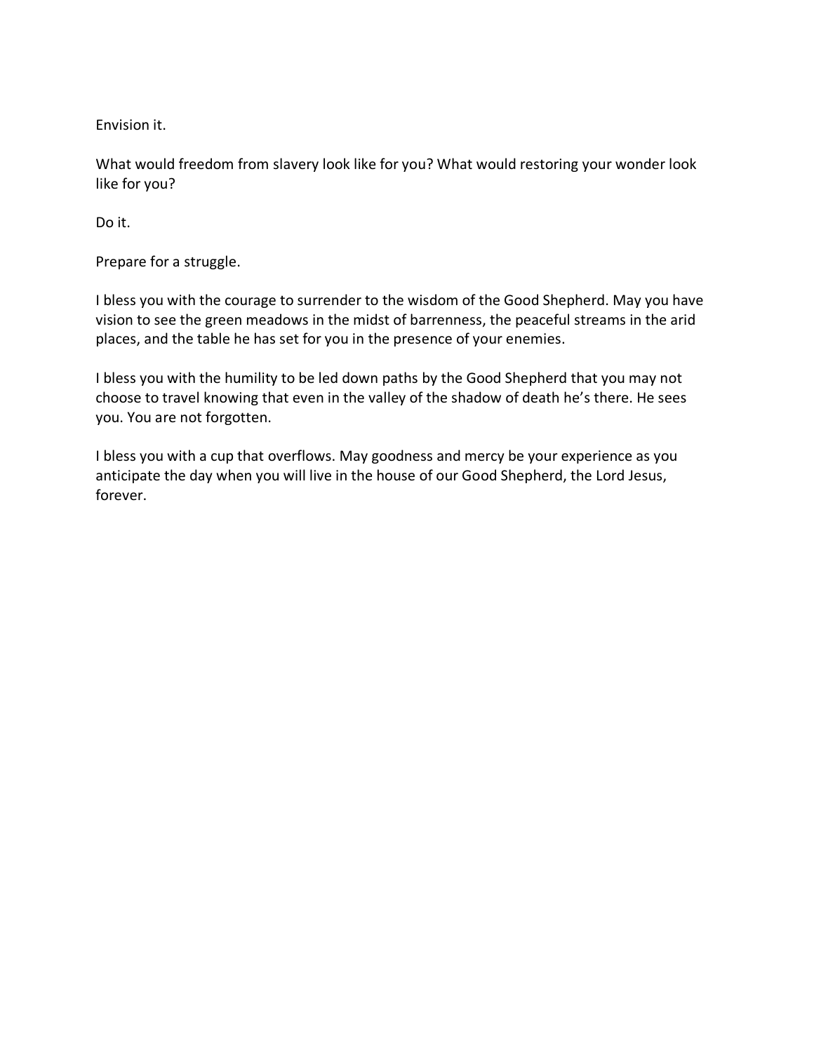Envision it.

What would freedom from slavery look like for you? What would restoring your wonder look like for you?

Do it.

Prepare for a struggle.

I bless you with the courage to surrender to the wisdom of the Good Shepherd. May you have vision to see the green meadows in the midst of barrenness, the peaceful streams in the arid places, and the table he has set for you in the presence of your enemies.

I bless you with the humility to be led down paths by the Good Shepherd that you may not choose to travel knowing that even in the valley of the shadow of death he's there. He sees you. You are not forgotten.

I bless you with a cup that overflows. May goodness and mercy be your experience as you anticipate the day when you will live in the house of our Good Shepherd, the Lord Jesus, forever.